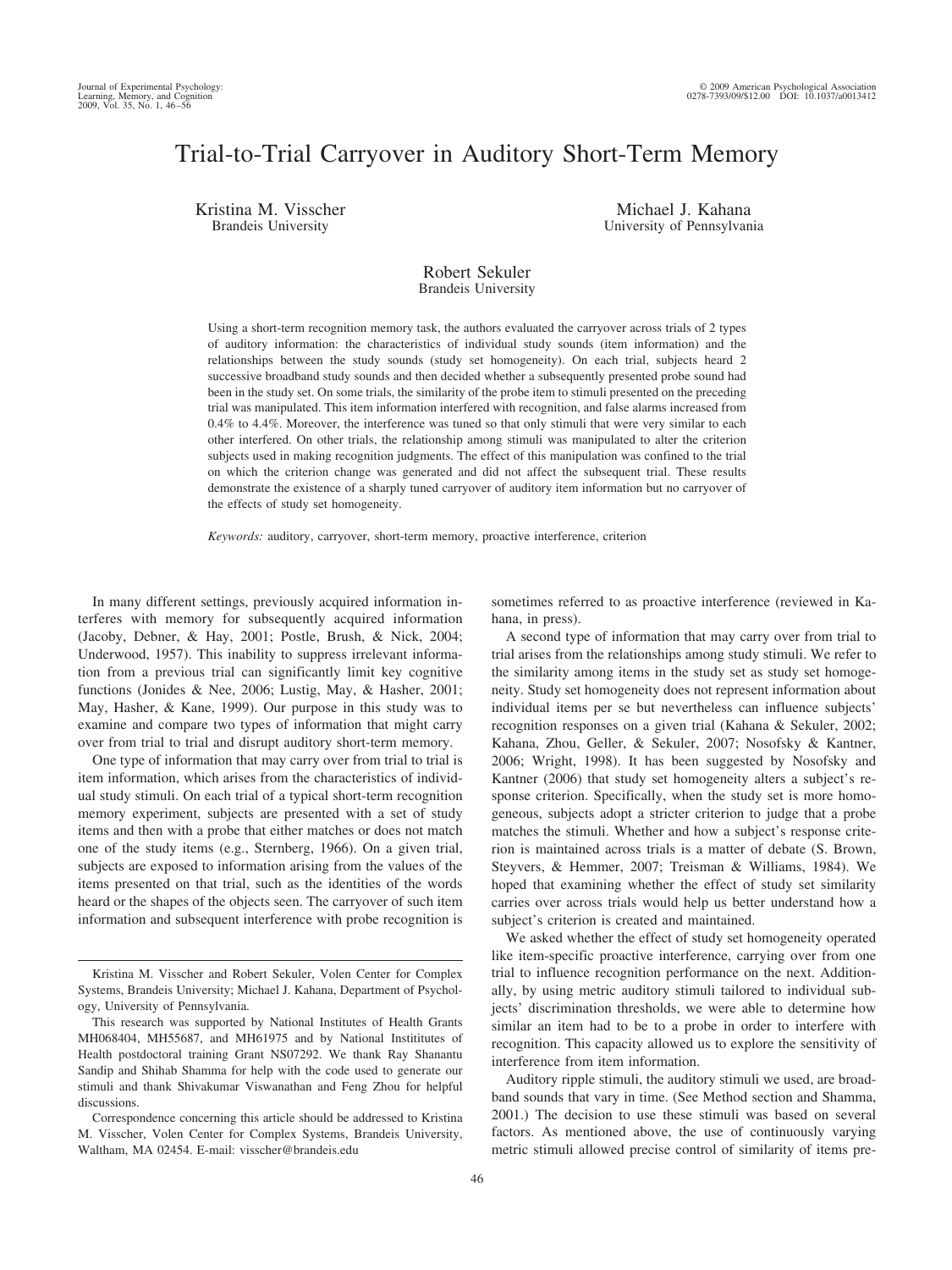# Trial-to-Trial Carryover in Auditory Short-Term Memory

Kristina M. Visscher
Brandeis University

Michael J. Kahana
University of Pennsylvania

Robert Sekuler
Brandeis University

Using a short-term recognition memory task, the authors evaluated the carryover across trials of 2 types of auditory information: the characteristics of individual study sounds (item information) and the relationships between the study sounds (study set homogeneity). On each trial, subjects heard 2 successive broadband study sounds and then decided whether a subsequently presented probe sound had been in the study set. On some trials, the similarity of the probe item to stimuli presented on the preceding trial was manipulated. This item information interfered with recognition, and false alarms increased from 0.4% to 4.4%. Moreover, the interference was tuned so that only stimuli that were very similar to each other interfered. On other trials, the relationship among stimuli was manipulated to alter the criterion subjects used in making recognition judgments. The effect of this manipulation was confined to the trial on which the criterion change was generated and did not affect the subsequent trial. These results demonstrate the existence of a sharply tuned carryover of auditory item information but no carryover of the effects of study set homogeneity.

*Keywords:* auditory, carryover, short-term memory, proactive interference, criterion

In many different settings, previously acquired information interferes with memory for subsequently acquired information (Jacoby, Debner, & Hay, 2001; Postle, Brush, & Nick, 2004; Underwood, 1957). This inability to suppress irrelevant information from a previous trial can significantly limit key cognitive functions (Jonides & Nee, 2006; Lustig, May, & Hasher, 2001; May, Hasher, & Kane, 1999). Our purpose in this study was to examine and compare two types of information that might carry over from trial to trial and disrupt auditory short-term memory.

One type of information that may carry over from trial to trial is item information, which arises from the characteristics of individual study stimuli. On each trial of a typical short-term recognition memory experiment, subjects are presented with a set of study items and then with a probe that either matches or does not match one of the study items (e.g., Sternberg, 1966). On a given trial, subjects are exposed to information arising from the values of the items presented on that trial, such as the identities of the words heard or the shapes of the objects seen. The carryover of such item information and subsequent interference with probe recognition is sometimes referred to as proactive interference (reviewed in Kahana, in press).

A second type of information that may carry over from trial to trial arises from the relationships among study stimuli. We refer to the similarity among items in the study set as study set homogeneity. Study set homogeneity does not represent information about individual items per se but nevertheless can influence subjects' recognition responses on a given trial (Kahana & Sekuler, 2002; Kahana, Zhou, Geller, & Sekuler, 2007; Nosofsky & Kantner, 2006; Wright, 1998). It has been suggested by Nosofsky and Kantner (2006) that study set homogeneity alters a subject's response criterion. Specifically, when the study set is more homogeneous, subjects adopt a stricter criterion to judge that a probe matches the stimuli. Whether and how a subject's response criterion is maintained across trials is a matter of debate (S. Brown, Steyvers, & Hemmer, 2007; Treisman & Williams, 1984). We hoped that examining whether the effect of study set similarity carries over across trials would help us better understand how a subject's criterion is created and maintained.

We asked whether the effect of study set homogeneity operated like item-specific proactive interference, carrying over from one trial to influence recognition performance on the next. Additionally, by using metric auditory stimuli tailored to individual subjects' discrimination thresholds, we were able to determine how similar an item had to be to a probe in order to interfere with recognition. This capacity allowed us to explore the sensitivity of interference from item information.

Auditory ripple stimuli, the auditory stimuli we used, are broadband sounds that vary in time. (See Method section and Shamma, 2001.) The decision to use these stimuli was based on several factors. As mentioned above, the use of continuously varying metric stimuli allowed precise control of similarity of items pre-

---

Kristina M. Visscher and Robert Sekuler, Volen Center for Complex Systems, Brandeis University; Michael J. Kahana, Department of Psychology, University of Pennsylvania.

This research was supported by National Institutes of Health Grants MH068404, MH55687, and MH61975 and by National Instititutes of Health postdoctoral training Grant NS07292. We thank Ray Shanantu Sandip and Shihab Shamma for help with the code used to generate our stimuli and thank Shivakumar Viswanathan and Feng Zhou for helpful discussions.

Correspondence concerning this article should be addressed to Kristina M. Visscher, Volen Center for Complex Systems, Brandeis University, Waltham, MA 02454. E-mail: visscher@brandeis.edu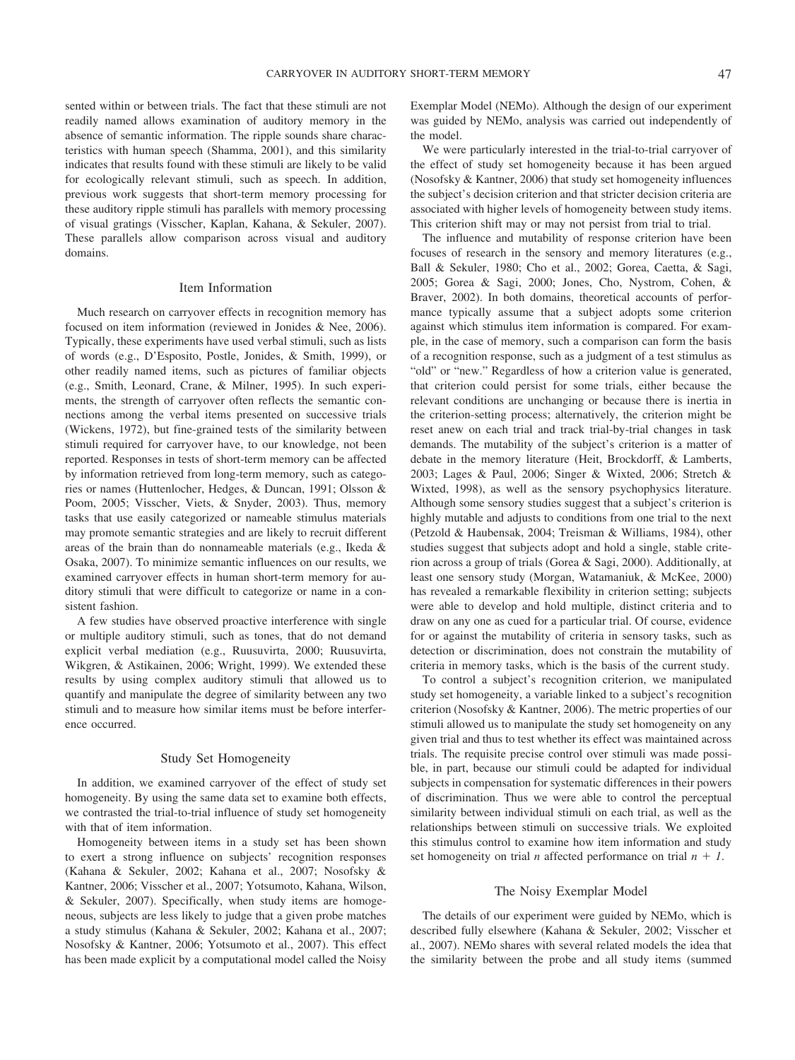sented within or between trials. The fact that these stimuli are not readily named allows examination of auditory memory in the absence of semantic information. The ripple sounds share characteristics with human speech (Shamma, 2001), and this similarity indicates that results found with these stimuli are likely to be valid for ecologically relevant stimuli, such as speech. In addition, previous work suggests that short-term memory processing for these auditory ripple stimuli has parallels with memory processing of visual gratings (Visscher, Kaplan, Kahana, & Sekuler, 2007). These parallels allow comparison across visual and auditory domains.

## Item Information

Much research on carryover effects in recognition memory has focused on item information (reviewed in Jonides & Nee, 2006). Typically, these experiments have used verbal stimuli, such as lists of words (e.g., D'Esposito, Postle, Jonides, & Smith, 1999), or other readily named items, such as pictures of familiar objects (e.g., Smith, Leonard, Crane, & Milner, 1995). In such experiments, the strength of carryover often reflects the semantic connections among the verbal items presented on successive trials (Wickens, 1972), but fine-grained tests of the similarity between stimuli required for carryover have, to our knowledge, not been reported. Responses in tests of short-term memory can be affected by information retrieved from long-term memory, such as categories or names (Huttenlocher, Hedges, & Duncan, 1991; Olsson & Poom, 2005; Visscher, Viets, & Snyder, 2003). Thus, memory tasks that use easily categorized or nameable stimulus materials may promote semantic strategies and are likely to recruit different areas of the brain than do nonnameable materials (e.g., Ikeda & Osaka, 2007). To minimize semantic influences on our results, we examined carryover effects in human short-term memory for auditory stimuli that were difficult to categorize or name in a consistent fashion.

A few studies have observed proactive interference with single or multiple auditory stimuli, such as tones, that do not demand explicit verbal mediation (e.g., Ruusuvirta, 2000; Ruusuvirta, Wikgren, & Astikainen, 2006; Wright, 1999). We extended these results by using complex auditory stimuli that allowed us to quantify and manipulate the degree of similarity between any two stimuli and to measure how similar items must be before interference occurred.

## Study Set Homogeneity

In addition, we examined carryover of the effect of study set homogeneity. By using the same data set to examine both effects, we contrasted the trial-to-trial influence of study set homogeneity with that of item information.

Homogeneity between items in a study set has been shown to exert a strong influence on subjects' recognition responses (Kahana & Sekuler, 2002; Kahana et al., 2007; Nosofsky & Kantner, 2006; Visscher et al., 2007; Yotsumoto, Kahana, Wilson, & Sekuler, 2007). Specifically, when study items are homogeneous, subjects are less likely to judge that a given probe matches a study stimulus (Kahana & Sekuler, 2002; Kahana et al., 2007; Nosofsky & Kantner, 2006; Yotsumoto et al., 2007). This effect has been made explicit by a computational model called the Noisy Exemplar Model (NEMo). Although the design of our experiment was guided by NEMo, analysis was carried out independently of the model.

We were particularly interested in the trial-to-trial carryover of the effect of study set homogeneity because it has been argued (Nosofsky & Kantner, 2006) that study set homogeneity influences the subject's decision criterion and that stricter decision criteria are associated with higher levels of homogeneity between study items. This criterion shift may or may not persist from trial to trial.

The influence and mutability of response criterion have been focuses of research in the sensory and memory literatures (e.g., Ball & Sekuler, 1980; Cho et al., 2002; Gorea, Caetta, & Sagi, 2005; Gorea & Sagi, 2000; Jones, Cho, Nystrom, Cohen, & Braver, 2002). In both domains, theoretical accounts of performance typically assume that a subject adopts some criterion against which stimulus item information is compared. For example, in the case of memory, such a comparison can form the basis of a recognition response, such as a judgment of a test stimulus as "old" or "new." Regardless of how a criterion value is generated, that criterion could persist for some trials, either because the relevant conditions are unchanging or because there is inertia in the criterion-setting process; alternatively, the criterion might be reset anew on each trial and track trial-by-trial changes in task demands. The mutability of the subject's criterion is a matter of debate in the memory literature (Heit, Brockdorff, & Lamberts, 2003; Lages & Paul, 2006; Singer & Wixted, 2006; Stretch & Wixted, 1998), as well as the sensory psychophysics literature. Although some sensory studies suggest that a subject's criterion is highly mutable and adjusts to conditions from one trial to the next (Petzold & Haubensak, 2004; Treisman & Williams, 1984), other studies suggest that subjects adopt and hold a single, stable criterion across a group of trials (Gorea & Sagi, 2000). Additionally, at least one sensory study (Morgan, Watamaniuk, & McKee, 2000) has revealed a remarkable flexibility in criterion setting; subjects were able to develop and hold multiple, distinct criteria and to draw on any one as cued for a particular trial. Of course, evidence for or against the mutability of criteria in sensory tasks, such as detection or discrimination, does not constrain the mutability of criteria in memory tasks, which is the basis of the current study.

To control a subject's recognition criterion, we manipulated study set homogeneity, a variable linked to a subject's recognition criterion (Nosofsky & Kantner, 2006). The metric properties of our stimuli allowed us to manipulate the study set homogeneity on any given trial and thus to test whether its effect was maintained across trials. The requisite precise control over stimuli was made possible, in part, because our stimuli could be adapted for individual subjects in compensation for systematic differences in their powers of discrimination. Thus we were able to control the perceptual similarity between individual stimuli on each trial, as well as the relationships between stimuli on successive trials. We exploited this stimulus control to examine how item information and study set homogeneity on trial $n$ affected performance on trial $n + 1$.

## The Noisy Exemplar Model

The details of our experiment were guided by NEMo, which is described fully elsewhere (Kahana & Sekuler, 2002; Visscher et al., 2007). NEMo shares with several related models the idea that the similarity between the probe and all study items (summed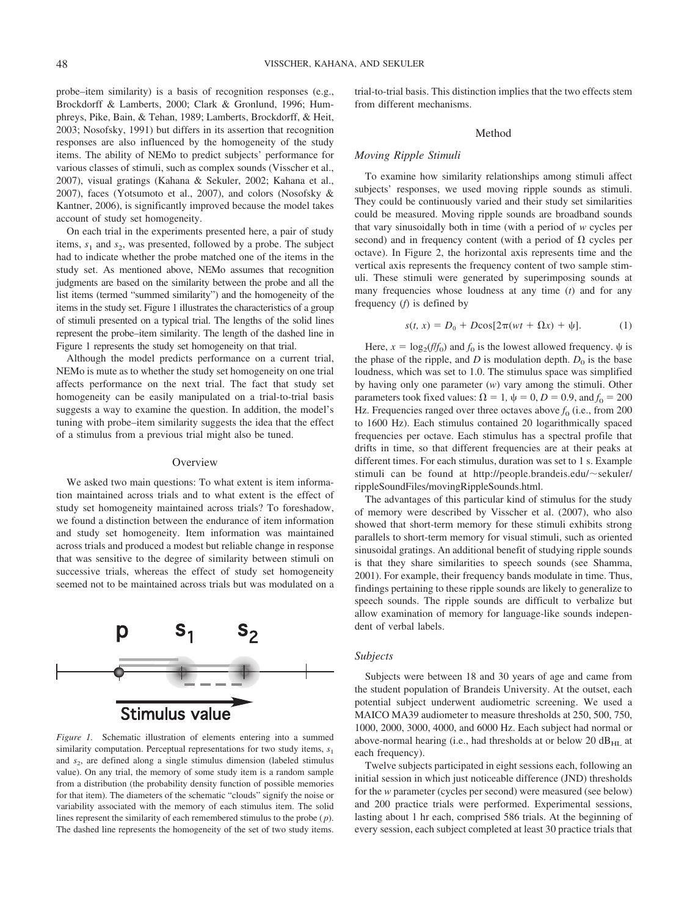probe–item similarity) is a basis of recognition responses (e.g., Brockdorff & Lamberts, 2000; Clark & Gronlund, 1996; Humphreys, Pike, Bain, & Tehan, 1989; Lamberts, Brockdorff, & Heit, 2003; Nosofsky, 1991) but differs in its assertion that recognition responses are also influenced by the homogeneity of the study items. The ability of NEMo to predict subjects' performance for various classes of stimuli, such as complex sounds (Visscher et al., 2007), visual gratings (Kahana & Sekuler, 2002; Kahana et al., 2007), faces (Yotsumoto et al., 2007), and colors (Nosofsky & Kantner, 2006), is significantly improved because the model takes account of study set homogeneity.

On each trial in the experiments presented here, a pair of study items, $s_1$ and $s_2$, was presented, followed by a probe. The subject had to indicate whether the probe matched one of the items in the study set. As mentioned above, NEMo assumes that recognition judgments are based on the similarity between the probe and all the list items (termed "summed similarity") and the homogeneity of the items in the study set. Figure 1 illustrates the characteristics of a group of stimuli presented on a typical trial. The lengths of the solid lines represent the probe–item similarity. The length of the dashed line in Figure 1 represents the study set homogeneity on that trial.

Although the model predicts performance on a current trial, NEMo is mute as to whether the study set homogeneity on one trial affects performance on the next trial. The fact that study set homogeneity can be easily manipulated on a trial-to-trial basis suggests a way to examine the question. In addition, the model's tuning with probe–item similarity suggests the idea that the effect of a stimulus from a previous trial might also be tuned.

## Overview

We asked two main questions: To what extent is item information maintained across trials and to what extent is the effect of study set homogeneity maintained across trials? To foreshadow, we found a distinction between the endurance of item information and study set homogeneity. Item information was maintained across trials and produced a modest but reliable change in response that was sensitive to the degree of similarity between stimuli on successive trials, whereas the effect of study set homogeneity seemed not to be maintained across trials but was modulated on a trial-to-trial basis. This distinction implies that the two effects stem from different mechanisms.

*Figure 1.* Schematic illustration of elements entering into a summed similarity computation. Perceptual representations for two study items, $s_1$ and $s_2$, are defined along a single stimulus dimension (labeled stimulus value). On any trial, the memory of some study item is a random sample from a distribution (the probability density function of possible memories for that item). The diameters of the schematic "clouds" signify the noise or variability associated with the memory of each stimulus item. The solid lines represent the similarity of each remembered stimulus to the probe ($p$). The dashed line represents the homogeneity of the set of two study items.

## Method

### *Moving Ripple Stimuli*

To examine how similarity relationships among stimuli affect subjects' responses, we used moving ripple sounds as stimuli. They could be continuously varied and their study set similarities could be measured. Moving ripple sounds are broadband sounds that vary sinusoidally both in time (with a period of $w$ cycles per second) and in frequency content (with a period of $\Omega$ cycles per octave). In Figure 2, the horizontal axis represents time and the vertical axis represents the frequency content of two sample stimuli. These stimuli were generated by superimposing sounds at many frequencies whose loudness at any time ($t$) and for any frequency ($f$) is defined by

$$s(t, x) = D_0 + D\cos[2\pi(wt + \Omega x) + \psi]. \quad (1)$$

Here, $x = \log_2(f/f_0)$ and $f_0$ is the lowest allowed frequency. $\psi$ is the phase of the ripple, and $D$ is modulation depth. $D_0$ is the base loudness, which was set to 1.0. The stimulus space was simplified by having only one parameter ($w$) vary among the stimuli. Other parameters took fixed values: $\Omega = 1$, $\psi = 0$, $D = 0.9$, and $f_0 = 200$ Hz. Frequencies ranged over three octaves above $f_0$ (i.e., from 200 to 1600 Hz). Each stimulus contained 20 logarithmically spaced frequencies per octave. Each stimulus has a spectral profile that drifts in time, so that different frequencies are at their peaks at different times. For each stimulus, duration was set to 1 s. Example stimuli can be found at http://people.brandeis.edu/~sekuler/rippleSoundFiles/movingRippleSounds.html.

The advantages of this particular kind of stimulus for the study of memory were described by Visscher et al. (2007), who also showed that short-term memory for these stimuli exhibits strong parallels to short-term memory for visual stimuli, such as oriented sinusoidal gratings. An additional benefit of studying ripple sounds is that they share similarities to speech sounds (see Shamma, 2001). For example, their frequency bands modulate in time. Thus, findings pertaining to these ripple sounds are likely to generalize to speech sounds. The ripple sounds are difficult to verbalize but allow examination of memory for language-like sounds independent of verbal labels.

### *Subjects*

Subjects were between 18 and 30 years of age and came from the student population of Brandeis University. At the outset, each potential subject underwent audiometric screening. We used a MAICO MA39 audiometer to measure thresholds at 250, 500, 750, 1000, 2000, 3000, 4000, and 6000 Hz. Each subject had normal or above-normal hearing (i.e., had thresholds at or below 20 $\text{dB}_{\text{HL}}$ at each frequency).

Twelve subjects participated in eight sessions each, following an initial session in which just noticeable difference (JND) thresholds for the $w$ parameter (cycles per second) were measured (see below) and 200 practice trials were performed. Experimental sessions, lasting about 1 hr each, comprised 586 trials. At the beginning of every session, each subject completed at least 30 practice trials that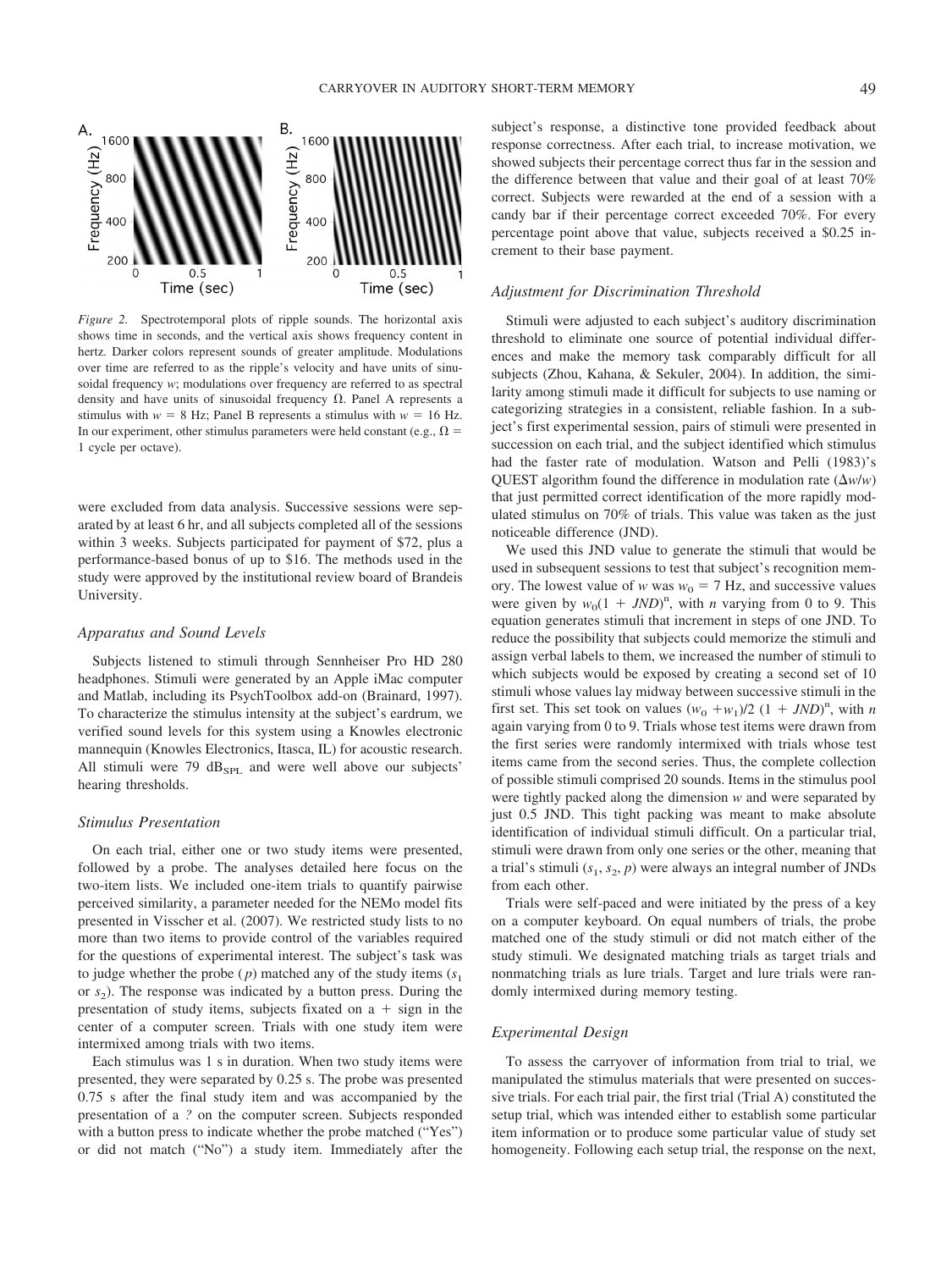*Figure 2.* Spectrotemporal plots of ripple sounds. The horizontal axis shows time in seconds, and the vertical axis shows frequency content in hertz. Darker colors represent sounds of greater amplitude. Modulations over time are referred to as the ripple's velocity and have units of sinusoidal frequency $w$; modulations over frequency are referred to as spectral density and have units of sinusoidal frequency $\Omega$. Panel A represents a stimulus with $w = 8$ Hz; Panel B represents a stimulus with $w = 16$ Hz. In our experiment, other stimulus parameters were held constant (e.g., $\Omega =$ 1 cycle per octave).

were excluded from data analysis. Successive sessions were separated by at least 6 hr, and all subjects completed all of the sessions within 3 weeks. Subjects participated for payment of \$72, plus a performance-based bonus of up to \$16. The methods used in the study were approved by the institutional review board of Brandeis University.

### *Apparatus and Sound Levels*

Subjects listened to stimuli through Sennheiser Pro HD 280 headphones. Stimuli were generated by an Apple iMac computer and Matlab, including its PsychToolbox add-on (Brainard, 1997). To characterize the stimulus intensity at the subject's eardrum, we verified sound levels for this system using a Knowles electronic mannequin (Knowles Electronics, Itasca, IL) for acoustic research. All stimuli were 79 $dB_{SPL}$ and were well above our subjects' hearing thresholds.

### *Stimulus Presentation*

On each trial, either one or two study items were presented, followed by a probe. The analyses detailed here focus on the two-item lists. We included one-item trials to quantify pairwise perceived similarity, a parameter needed for the NEMo model fits presented in Visscher et al. (2007). We restricted study lists to no more than two items to provide control of the variables required for the questions of experimental interest. The subject's task was to judge whether the probe ($p$) matched any of the study items ($s_1$ or $s_2$). The response was indicated by a button press. During the presentation of study items, subjects fixated on a + sign in the center of a computer screen. Trials with one study item were intermixed among trials with two items.

Each stimulus was 1 s in duration. When two study items were presented, they were separated by 0.25 s. The probe was presented 0.75 s after the final study item and was accompanied by the presentation of a *?* on the computer screen. Subjects responded with a button press to indicate whether the probe matched ("Yes") or did not match ("No") a study item. Immediately after the subject's response, a distinctive tone provided feedback about response correctness. After each trial, to increase motivation, we showed subjects their percentage correct thus far in the session and the difference between that value and their goal of at least 70% correct. Subjects were rewarded at the end of a session with a candy bar if their percentage correct exceeded 70%. For every percentage point above that value, subjects received a \$0.25 increment to their base payment.

### *Adjustment for Discrimination Threshold*

Stimuli were adjusted to each subject's auditory discrimination threshold to eliminate one source of potential individual differences and make the memory task comparably difficult for all subjects (Zhou, Kahana, & Sekuler, 2004). In addition, the similarity among stimuli made it difficult for subjects to use naming or categorizing strategies in a consistent, reliable fashion. In a subject's first experimental session, pairs of stimuli were presented in succession on each trial, and the subject identified which stimulus had the faster rate of modulation. Watson and Pelli (1983)'s QUEST algorithm found the difference in modulation rate ($\Delta w/w$) that just permitted correct identification of the more rapidly modulated stimulus on 70% of trials. This value was taken as the just noticeable difference (JND).

We used this JND value to generate the stimuli that would be used in subsequent sessions to test that subject's recognition memory. The lowest value of $w$ was $w_0 = 7$ Hz, and successive values were given by $w_0(1 + JND)^n$, with $n$ varying from 0 to 9. This equation generates stimuli that increment in steps of one JND. To reduce the possibility that subjects could memorize the stimuli and assign verbal labels to them, we increased the number of stimuli to which subjects would be exposed by creating a second set of 10 stimuli whose values lay midway between successive stimuli in the first set. This set took on values $(w_0 + w_1)/2\ (1 + JND)^n$, with $n$ again varying from 0 to 9. Trials whose test items were drawn from the first series were randomly intermixed with trials whose test items came from the second series. Thus, the complete collection of possible stimuli comprised 20 sounds. Items in the stimulus pool were tightly packed along the dimension $w$ and were separated by just 0.5 JND. This tight packing was meant to make absolute identification of individual stimuli difficult. On a particular trial, stimuli were drawn from only one series or the other, meaning that a trial's stimuli ($s_1$, $s_2$, $p$) were always an integral number of JNDs from each other.

Trials were self-paced and were initiated by the press of a key on a computer keyboard. On equal numbers of trials, the probe matched one of the study stimuli or did not match either of the study stimuli. We designated matching trials as target trials and nonmatching trials as lure trials. Target and lure trials were randomly intermixed during memory testing.

### *Experimental Design*

To assess the carryover of information from trial to trial, we manipulated the stimulus materials that were presented on successive trials. For each trial pair, the first trial (Trial A) constituted the setup trial, which was intended either to establish some particular item information or to produce some particular value of study set homogeneity. Following each setup trial, the response on the next,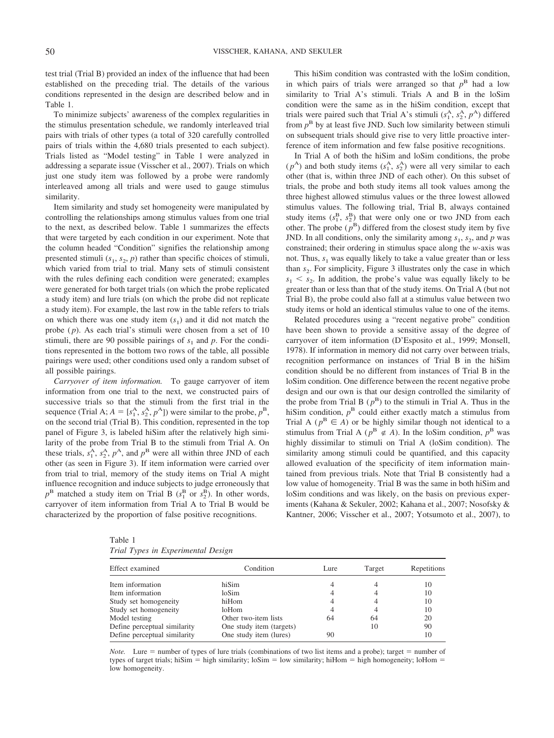test trial (Trial B) provided an index of the influence that had been established on the preceding trial. The details of the various conditions represented in the design are described below and in Table 1.

To minimize subjects' awareness of the complex regularities in the stimulus presentation schedule, we randomly interleaved trial pairs with trials of other types (a total of 320 carefully controlled pairs of trials within the 4,680 trials presented to each subject). Trials listed as "Model testing" in Table 1 were analyzed in addressing a separate issue (Visscher et al., 2007). Trials on which just one study item was followed by a probe were randomly interleaved among all trials and were used to gauge stimulus similarity.

Item similarity and study set homogeneity were manipulated by controlling the relationships among stimulus values from one trial to the next, as described below. Table 1 summarizes the effects that were targeted by each condition in our experiment. Note that the column headed "Condition" signifies the relationship among presented stimuli ($s_1$, $s_2$, $p$) rather than specific choices of stimuli, which varied from trial to trial. Many sets of stimuli consistent with the rules defining each condition were generated; examples were generated for both target trials (on which the probe replicated a study item) and lure trials (on which the probe did not replicate a study item). For example, the last row in the table refers to trials on which there was one study item ($s_1$) and it did not match the probe ($p$). As each trial's stimuli were chosen from a set of 10 stimuli, there are 90 possible pairings of $s_1$ and $p$. For the conditions represented in the bottom two rows of the table, all possible pairings were used; other conditions used only a random subset of all possible pairings.

*Carryover of item information.* To gauge carryover of item information from one trial to the next, we constructed pairs of successive trials so that the stimuli from the first trial in the sequence (Trial A; $A = [s_1^A, s_2^A, p^A]$) were similar to the probe, $p^B$, on the second trial (Trial B). This condition, represented in the top panel of Figure 3, is labeled hiSim after the relatively high similarity of the probe from Trial B to the stimuli from Trial A. On these trials, $s_1^A$, $s_2^A$, $p^A$, and $p^B$ were all within three JND of each other (as seen in Figure 3). If item information were carried over from trial to trial, memory of the study items on Trial A might influence recognition and induce subjects to judge erroneously that $p^B$ matched a study item on Trial B ($s_1^B$ or $s_2^B$). In other words, carryover of item information from Trial A to Trial B would be characterized by the proportion of false positive recognitions.

This hiSim condition was contrasted with the loSim condition, in which pairs of trials were arranged so that $p^B$ had a low similarity to Trial A's stimuli. Trials A and B in the loSim condition were the same as in the hiSim condition, except that trials were paired such that Trial A's stimuli ($s_1^A$, $s_2^A$, $p^A$) differed from $p^B$ by at least five JND. Such low similarity between stimuli on subsequent trials should give rise to very little proactive interference of item information and few false positive recognitions.

In Trial A of both the hiSim and loSim conditions, the probe ($p^A$) and both study items ($s_1^A$, $s_2^A$) were all very similar to each other (that is, within three JND of each other). On this subset of trials, the probe and both study items all took values among the three highest allowed stimulus values or the three lowest allowed stimulus values. The following trial, Trial B, always contained study items ($s_1^B$, $s_2^B$) that were only one or two JND from each other. The probe ($p^B$) differed from the closest study item by five JND. In all conditions, only the similarity among $s_1$, $s_2$, and $p$ was constrained; their ordering in stimulus space along the $w$-axis was not. Thus, $s_1$ was equally likely to take a value greater than or less than $s_2$. For simplicity, Figure 3 illustrates only the case in which $s_1 < s_2$. In addition, the probe's value was equally likely to be greater than or less than that of the study items. On Trial A (but not Trial B), the probe could also fall at a stimulus value between two study items or hold an identical stimulus value to one of the items.

Related procedures using a "recent negative probe" condition have been shown to provide a sensitive assay of the degree of carryover of item information (D'Esposito et al., 1999; Monsell, 1978). If information in memory did not carry over between trials, recognition performance on instances of Trial B in the hiSim condition should be no different from instances of Trial B in the loSim condition. One difference between the recent negative probe design and our own is that our design controlled the similarity of the probe from Trial B ($p^B$) to the stimuli in Trial A. Thus in the hiSim condition, $p^B$ could either exactly match a stimulus from Trial A ($p^B \in A$) or be highly similar though not identical to a stimulus from Trial A ($p^B \notin A$). In the loSim condition, $p^B$ was highly dissimilar to stimuli on Trial A (loSim condition). The similarity among stimuli could be quantified, and this capacity allowed evaluation of the specificity of item information maintained from previous trials. Note that Trial B consistently had a low value of homogeneity. Trial B was the same in both hiSim and loSim conditions and was likely, on the basis on previous experiments (Kahana & Sekuler, 2002; Kahana et al., 2007; Nosofsky & Kantner, 2006; Visscher et al., 2007; Yotsumoto et al., 2007), to

Table 1
*Trial Types in Experimental Design*

| Effect examined | Condition | Lure | Target | Repetitions |
|---|---|---|---|---|
| Item information | hiSim | 4 | 4 | 10 |
| Item information | loSim | 4 | 4 | 10 |
| Study set homogeneity | hiHom | 4 | 4 | 10 |
| Study set homogeneity | loHom | 4 | 4 | 10 |
| Model testing | Other two-item lists | 64 | 64 | 20 |
| Define perceptual similarity | One study item (targets) | | 10 | 90 |
| Define perceptual similarity | One study item (lures) | 90 | | 10 |

*Note.* Lure = number of types of lure trials (combinations of two list items and a probe); target = number of types of target trials; hiSim = high similarity; loSim = low similarity; hiHom = high homogeneity; loHom = low homogeneity.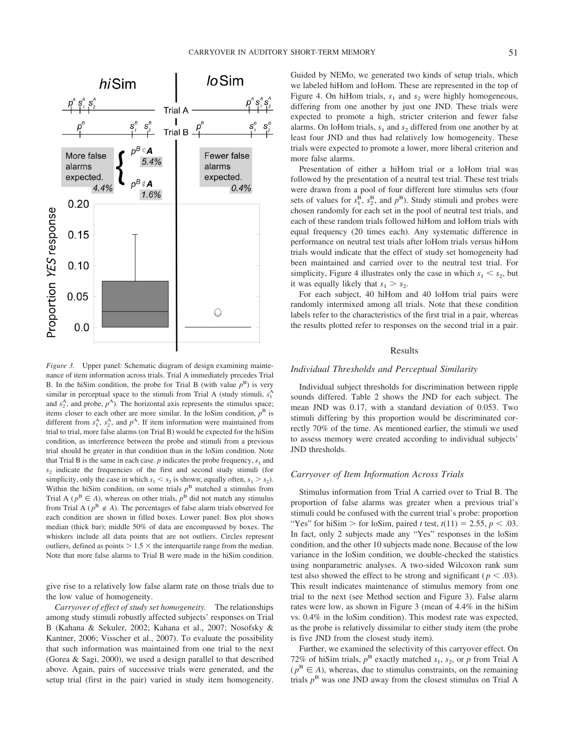*Figure 3.* Upper panel: Schematic diagram of design examining maintenance of item information across trials. Trial A immediately precedes Trial B. In the hiSim condition, the probe for Trial B (with value $p^B$) is very similar in perceptual space to the stimuli from Trial A (study stimuli, $s_1^A$ and $s_2^A$, and probe, $p^A$). The horizontal axis represents the stimulus space; items closer to each other are more similar. In the loSim condition, $p^B$ is different from $s_1^A$, $s_2^A$, and $p^A$. If item information were maintained from trial to trial, more false alarms (on Trial B) would be expected for the hiSim condition, as interference between the probe and stimuli from a previous trial should be greater in that condition than in the loSim condition. Note that Trial B is the same in each case. $p$ indicates the probe frequency, $s_1$ and $s_2$ indicate the frequencies of the first and second study stimuli (for simplicity, only the case in which $s_1 < s_2$ is shown; equally often, $s_1 > s_2$). Within the hiSim condition, on some trials $p^B$ matched a stimulus from Trial A ($p^B \in A$), whereas on other trials, $p^B$ did not match any stimulus from Trial A ($p^B \notin A$). The percentages of false alarm trials observed for each condition are shown in filled boxes. Lower panel: Box plot shows median (thick bar); middle 50% of data are encompassed by boxes. The whiskers include all data points that are not outliers. Circles represent outliers, defined as points > 1.5 × the interquartile range from the median. Note that more false alarms to Trial B were made in the hiSim condition.

give rise to a relatively low false alarm rate on those trials due to the low value of homogeneity.

*Carryover of effect of study set homogeneity.* The relationships among study stimuli robustly affected subjects' responses on Trial B (Kahana & Sekuler, 2002; Kahana et al., 2007; Nosofsky & Kantner, 2006; Visscher et al., 2007). To evaluate the possibility that such information was maintained from one trial to the next (Gorea & Sagi, 2000), we used a design parallel to that described above. Again, pairs of successive trials were generated, and the setup trial (first in the pair) varied in study item homogeneity. Guided by NEMo, we generated two kinds of setup trials, which we labeled hiHom and loHom. These are represented in the top of Figure 4. On hiHom trials, $s_1$ and $s_2$ were highly homogeneous, differing from one another by just one JND. These trials were expected to promote a high, stricter criterion and fewer false alarms. On loHom trials, $s_1$ and $s_2$ differed from one another by at least four JND and thus had relatively low homogeneity. These trials were expected to promote a lower, more liberal criterion and more false alarms.

Presentation of either a hiHom trial or a loHom trial was followed by the presentation of a neutral test trial. These test trials were drawn from a pool of four different lure stimulus sets (four sets of values for $s_1^B$, $s_2^B$, and $p^B$). Study stimuli and probes were chosen randomly for each set in the pool of neutral test trials, and each of these random trials followed hiHom and loHom trials with equal frequency (20 times each). Any systematic difference in performance on neutral test trials after loHom trials versus hiHom trials would indicate that the effect of study set homogeneity had been maintained and carried over to the neutral test trial. For simplicity, Figure 4 illustrates only the case in which $s_1 < s_2$, but it was equally likely that $s_1 > s_2$.

For each subject, 40 hiHom and 40 loHom trial pairs were randomly intermixed among all trials. Note that these condition labels refer to the characteristics of the first trial in a pair, whereas the results plotted refer to responses on the second trial in a pair.

## Results

### Individual Thresholds and Perceptual Similarity

Individual subject thresholds for discrimination between ripple sounds differed. Table 2 shows the JND for each subject. The mean JND was 0.17, with a standard deviation of 0.053. Two stimuli differing by this proportion would be discriminated correctly 70% of the time. As mentioned earlier, the stimuli we used to assess memory were created according to individual subjects' JND thresholds.

### Carryover of Item Information Across Trials

Stimulus information from Trial A carried over to Trial B. The proportion of false alarms was greater when a previous trial's stimuli could be confused with the current trial's probe: proportion "Yes" for hiSim > for loSim, paired $t$ test, $t(11) = 2.55$, $p < .03$. In fact, only 2 subjects made any "Yes" responses in the loSim condition, and the other 10 subjects made none. Because of the low variance in the loSim condition, we double-checked the statistics using nonparametric analyses. A two-sided Wilcoxon rank sum test also showed the effect to be strong and significant ($p < .03$). This result indicates maintenance of stimulus memory from one trial to the next (see Method section and Figure 3). False alarm rates were low, as shown in Figure 3 (mean of 4.4% in the hiSim vs. 0.4% in the loSim condition). This modest rate was expected, as the probe is relatively dissimilar to either study item (the probe is five JND from the closest study item).

Further, we examined the selectivity of this carryover effect. On 72% of hiSim trials, $p^B$ exactly matched $s_1$, $s_2$, or $p$ from Trial A ($p^B \in A$), whereas, due to stimulus constraints, on the remaining trials $p^B$ was one JND away from the closest stimulus on Trial A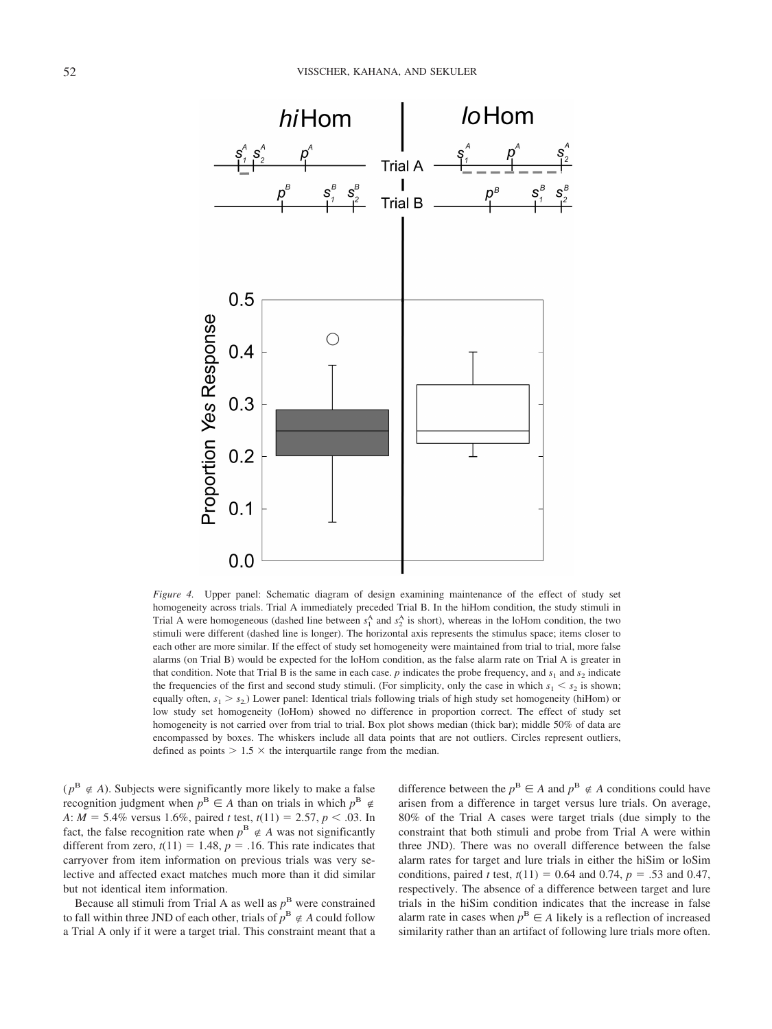*Figure 4.* Upper panel: Schematic diagram of design examining maintenance of the effect of study set homogeneity across trials. Trial A immediately preceded Trial B. In the hiHom condition, the study stimuli in Trial A were homogeneous (dashed line between $s_1^A$ and $s_2^A$ is short), whereas in the loHom condition, the two stimuli were different (dashed line is longer). The horizontal axis represents the stimulus space; items closer to each other are more similar. If the effect of study set homogeneity were maintained from trial to trial, more false alarms (on Trial B) would be expected for the loHom condition, as the false alarm rate on Trial A is greater in that condition. Note that Trial B is the same in each case. *p* indicates the probe frequency, and $s_1$ and $s_2$ indicate the frequencies of the first and second study stimuli. (For simplicity, only the case in which $s_1 < s_2$ is shown; equally often, $s_1 > s_2$.) Lower panel: Identical trials following trials of high study set homogeneity (hiHom) or low study set homogeneity (loHom) showed no difference in proportion correct. The effect of study set homogeneity is not carried over from trial to trial. Box plot shows median (thick bar); middle 50% of data are encompassed by boxes. The whiskers include all data points that are not outliers. Circles represent outliers, defined as points > 1.5 × the interquartile range from the median.

($p^B \notin A$). Subjects were significantly more likely to make a false recognition judgment when $p^B \in A$ than on trials in which $p^B \notin A$: $M = 5.4\%$ versus $1.6\%$, paired *t* test, $t(11) = 2.57$, $p < .03$. In fact, the false recognition rate when $p^B \notin A$ was not significantly different from zero, $t(11) = 1.48$, $p = .16$. This rate indicates that carryover from item information on previous trials was very selective and affected exact matches much more than it did similar but not identical item information.

Because all stimuli from Trial A as well as $p^B$ were constrained to fall within three JND of each other, trials of $p^B \notin A$ could follow a Trial A only if it were a target trial. This constraint meant that a difference between the $p^B \in A$ and $p^B \notin A$ conditions could have arisen from a difference in target versus lure trials. On average, 80% of the Trial A cases were target trials (due simply to the constraint that both stimuli and probe from Trial A were within three JND). There was no overall difference between the false alarm rates for target and lure trials in either the hiSim or loSim conditions, paired *t* test, $t(11) = 0.64$ and $0.74$, $p = .53$ and $.47$, respectively. The absence of a difference between target and lure trials in the hiSim condition indicates that the increase in false alarm rate in cases when $p^B \in A$ likely is a reflection of increased similarity rather than an artifact of following lure trials more often.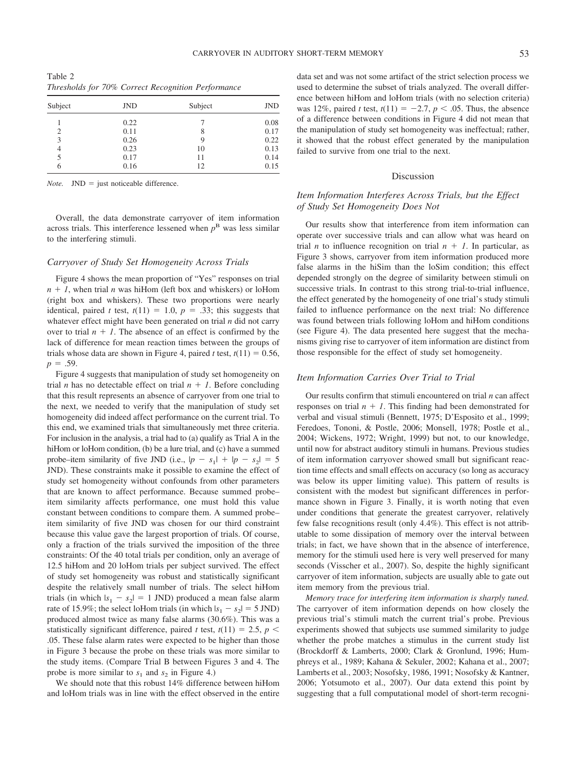Table 2
*Thresholds for 70% Correct Recognition Performance*

| Subject | JND | Subject | JND |
|---|---|---|---|
| 1 | 0.22 | 7 | 0.08 |
| 2 | 0.11 | 8 | 0.17 |
| 3 | 0.26 | 9 | 0.22 |
| 4 | 0.23 | 10 | 0.13 |
| 5 | 0.17 | 11 | 0.14 |
| 6 | 0.16 | 12 | 0.15 |

*Note.* JND = just noticeable difference.

Overall, the data demonstrate carryover of item information across trials. This interference lessened when $p^B$ was less similar to the interfering stimuli.

### *Carryover of Study Set Homogeneity Across Trials*

Figure 4 shows the mean proportion of "Yes" responses on trial $n + 1$, when trial $n$ was hiHom (left box and whiskers) or loHom (right box and whiskers). These two proportions were nearly identical, paired $t$ test, $t(11) = 1.0$, $p = .33$; this suggests that whatever effect might have been generated on trial $n$ did not carry over to trial $n + 1$. The absence of an effect is confirmed by the lack of difference for mean reaction times between the groups of trials whose data are shown in Figure 4, paired $t$ test, $t(11) = 0.56$, $p = .59$.

Figure 4 suggests that manipulation of study set homogeneity on trial $n$ has no detectable effect on trial $n + 1$. Before concluding that this result represents an absence of carryover from one trial to the next, we needed to verify that the manipulation of study set homogeneity did indeed affect performance on the current trial. To this end, we examined trials that simultaneously met three criteria. For inclusion in the analysis, a trial had to (a) qualify as Trial A in the hiHom or loHom condition, (b) be a lure trial, and (c) have a summed probe–item similarity of five JND (i.e., $|p - s_1| + |p - s_2| = 5$ JND). These constraints make it possible to examine the effect of study set homogeneity without confounds from other parameters that are known to affect performance. Because summed probe–item similarity affects performance, one must hold this value constant between conditions to compare them. A summed probe–item similarity of five JND was chosen for our third constraint because this value gave the largest proportion of trials. Of course, only a fraction of the trials survived the imposition of the three constraints: Of the 40 total trials per condition, only an average of 12.5 hiHom and 20 loHom trials per subject survived. The effect of study set homogeneity was robust and statistically significant despite the relatively small number of trials. The select hiHom trials (in which $|s_1 - s_2| = 1$ JND) produced a mean false alarm rate of 15.9%; the select loHom trials (in which $|s_1 - s_2| = 5$ JND) produced almost twice as many false alarms (30.6%). This was a statistically significant difference, paired $t$ test, $t(11) = 2.5$, $p < .05$. These false alarm rates were expected to be higher than those in Figure 3 because the probe on these trials was more similar to the study items. (Compare Trial B between Figures 3 and 4. The probe is more similar to $s_1$ and $s_2$ in Figure 4.)

We should note that this robust 14% difference between hiHom and loHom trials was in line with the effect observed in the entire data set and was not some artifact of the strict selection process we used to determine the subset of trials analyzed. The overall difference between hiHom and loHom trials (with no selection criteria) was 12%, paired $t$ test, $t(11) = -2.7$, $p < .05$. Thus, the absence of a difference between conditions in Figure 4 did not mean that the manipulation of study set homogeneity was ineffectual; rather, it showed that the robust effect generated by the manipulation failed to survive from one trial to the next.

## Discussion

### *Item Information Interferes Across Trials, but the Effect of Study Set Homogeneity Does Not*

Our results show that interference from item information can operate over successive trials and can allow what was heard on trial $n$ to influence recognition on trial $n + 1$. In particular, as Figure 3 shows, carryover from item information produced more false alarms in the hiSim than the loSim condition; this effect depended strongly on the degree of similarity between stimuli on successive trials. In contrast to this strong trial-to-trial influence, the effect generated by the homogeneity of one trial's study stimuli failed to influence performance on the next trial: No difference was found between trials following loHom and hiHom conditions (see Figure 4). The data presented here suggest that the mechanisms giving rise to carryover of item information are distinct from those responsible for the effect of study set homogeneity.

### *Item Information Carries Over Trial to Trial*

Our results confirm that stimuli encountered on trial $n$ can affect responses on trial $n + 1$. This finding had been demonstrated for verbal and visual stimuli (Bennett, 1975; D'Esposito et al., 1999; Feredoes, Tononi, & Postle, 2006; Monsell, 1978; Postle et al., 2004; Wickens, 1972; Wright, 1999) but not, to our knowledge, until now for abstract auditory stimuli in humans. Previous studies of item information carryover showed small but significant reaction time effects and small effects on accuracy (so long as accuracy was below its upper limiting value). This pattern of results is consistent with the modest but significant differences in performance shown in Figure 3. Finally, it is worth noting that even under conditions that generate the greatest carryover, relatively few false recognitions result (only 4.4%). This effect is not attributable to some dissipation of memory over the interval between trials; in fact, we have shown that in the absence of interference, memory for the stimuli used here is very well preserved for many seconds (Visscher et al., 2007). So, despite the highly significant carryover of item information, subjects are usually able to gate out item memory from the previous trial.

*Memory trace for interfering item information is sharply tuned.* The carryover of item information depends on how closely the previous trial's stimuli match the current trial's probe. Previous experiments showed that subjects use summed similarity to judge whether the probe matches a stimulus in the current study list (Brockdorff & Lamberts, 2000; Clark & Gronlund, 1996; Humphreys et al., 1989; Kahana & Sekuler, 2002; Kahana et al., 2007; Lamberts et al., 2003; Nosofsky, 1986, 1991; Nosofsky & Kantner, 2006; Yotsumoto et al., 2007). Our data extend this point by suggesting that a full computational model of short-term recogni-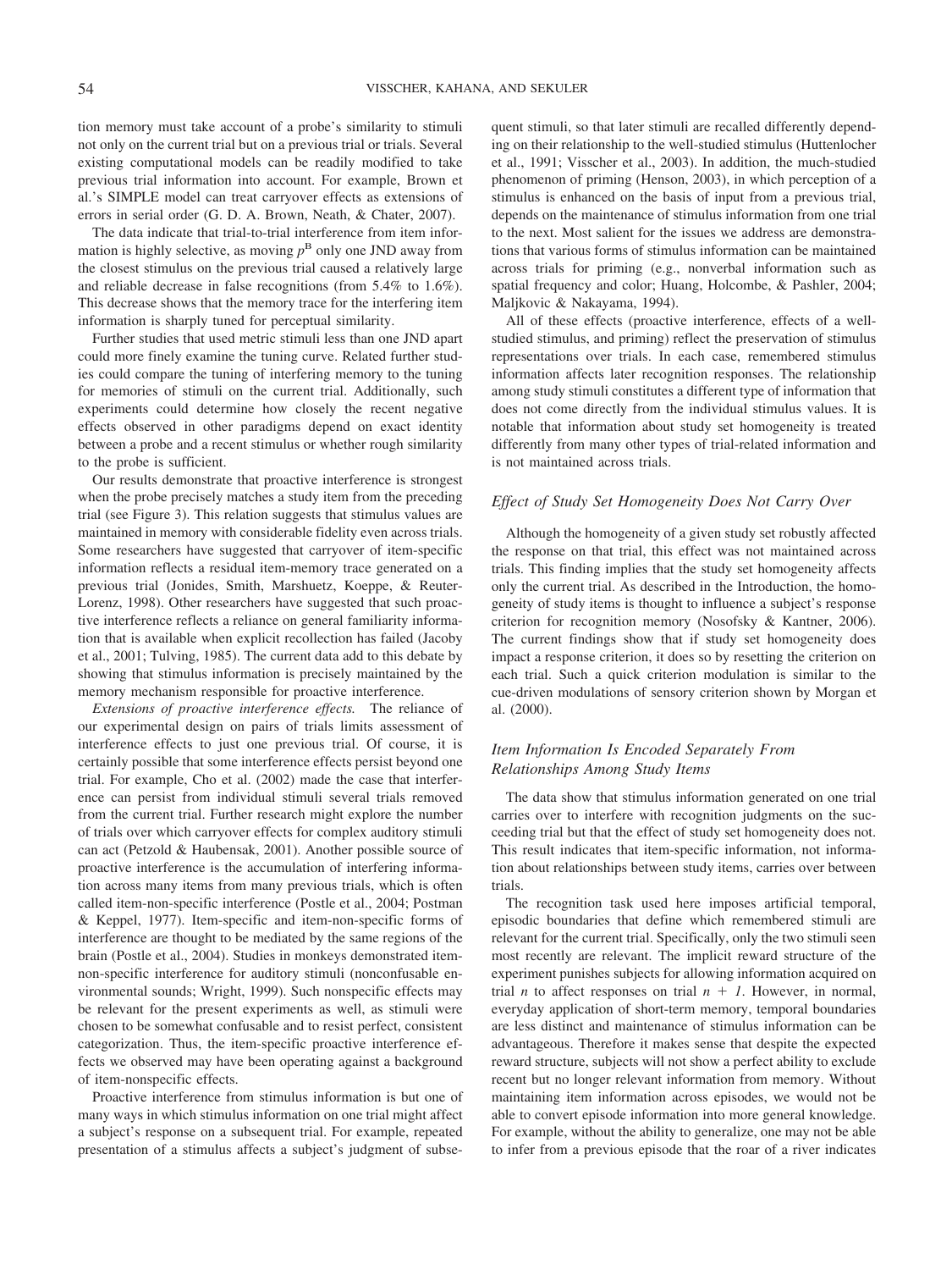tion memory must take account of a probe's similarity to stimuli not only on the current trial but on a previous trial or trials. Several existing computational models can be readily modified to take previous trial information into account. For example, Brown et al.'s SIMPLE model can treat carryover effects as extensions of errors in serial order (G. D. A. Brown, Neath, & Chater, 2007).

The data indicate that trial-to-trial interference from item information is highly selective, as moving $p^B$ only one JND away from the closest stimulus on the previous trial caused a relatively large and reliable decrease in false recognitions (from 5.4% to 1.6%). This decrease shows that the memory trace for the interfering item information is sharply tuned for perceptual similarity.

Further studies that used metric stimuli less than one JND apart could more finely examine the tuning curve. Related further studies could compare the tuning of interfering memory to the tuning for memories of stimuli on the current trial. Additionally, such experiments could determine how closely the recent negative effects observed in other paradigms depend on exact identity between a probe and a recent stimulus or whether rough similarity to the probe is sufficient.

Our results demonstrate that proactive interference is strongest when the probe precisely matches a study item from the preceding trial (see Figure 3). This relation suggests that stimulus values are maintained in memory with considerable fidelity even across trials. Some researchers have suggested that carryover of item-specific information reflects a residual item-memory trace generated on a previous trial (Jonides, Smith, Marshuetz, Koeppe, & Reuter-Lorenz, 1998). Other researchers have suggested that such proactive interference reflects a reliance on general familiarity information that is available when explicit recollection has failed (Jacoby et al., 2001; Tulving, 1985). The current data add to this debate by showing that stimulus information is precisely maintained by the memory mechanism responsible for proactive interference.

*Extensions of proactive interference effects.* The reliance of our experimental design on pairs of trials limits assessment of interference effects to just one previous trial. Of course, it is certainly possible that some interference effects persist beyond one trial. For example, Cho et al. (2002) made the case that interference can persist from individual stimuli several trials removed from the current trial. Further research might explore the number of trials over which carryover effects for complex auditory stimuli can act (Petzold & Haubensak, 2001). Another possible source of proactive interference is the accumulation of interfering information across many items from many previous trials, which is often called item-non-specific interference (Postle et al., 2004; Postman & Keppel, 1977). Item-specific and item-non-specific forms of interference are thought to be mediated by the same regions of the brain (Postle et al., 2004). Studies in monkeys demonstrated item-non-specific interference for auditory stimuli (nonconfusable environmental sounds; Wright, 1999). Such nonspecific effects may be relevant for the present experiments as well, as stimuli were chosen to be somewhat confusable and to resist perfect, consistent categorization. Thus, the item-specific proactive interference effects we observed may have been operating against a background of item-nonspecific effects.

Proactive interference from stimulus information is but one of many ways in which stimulus information on one trial might affect a subject's response on a subsequent trial. For example, repeated presentation of a stimulus affects a subject's judgment of subsequent stimuli, so that later stimuli are recalled differently depending on their relationship to the well-studied stimulus (Huttenlocher et al., 1991; Visscher et al., 2003). In addition, the much-studied phenomenon of priming (Henson, 2003), in which perception of a stimulus is enhanced on the basis of input from a previous trial, depends on the maintenance of stimulus information from one trial to the next. Most salient for the issues we address are demonstrations that various forms of stimulus information can be maintained across trials for priming (e.g., nonverbal information such as spatial frequency and color; Huang, Holcombe, & Pashler, 2004; Maljkovic & Nakayama, 1994).

All of these effects (proactive interference, effects of a well-studied stimulus, and priming) reflect the preservation of stimulus representations over trials. In each case, remembered stimulus information affects later recognition responses. The relationship among study stimuli constitutes a different type of information that does not come directly from the individual stimulus values. It is notable that information about study set homogeneity is treated differently from many other types of trial-related information and is not maintained across trials.

### *Effect of Study Set Homogeneity Does Not Carry Over*

Although the homogeneity of a given study set robustly affected the response on that trial, this effect was not maintained across trials. This finding implies that the study set homogeneity affects only the current trial. As described in the Introduction, the homogeneity of study items is thought to influence a subject's response criterion for recognition memory (Nosofsky & Kantner, 2006). The current findings show that if study set homogeneity does impact a response criterion, it does so by resetting the criterion on each trial. Such a quick criterion modulation is similar to the cue-driven modulations of sensory criterion shown by Morgan et al. (2000).

### *Item Information Is Encoded Separately From Relationships Among Study Items*

The data show that stimulus information generated on one trial carries over to interfere with recognition judgments on the succeeding trial but that the effect of study set homogeneity does not. This result indicates that item-specific information, not information about relationships between study items, carries over between trials.

The recognition task used here imposes artificial temporal, episodic boundaries that define which remembered stimuli are relevant for the current trial. Specifically, only the two stimuli seen most recently are relevant. The implicit reward structure of the experiment punishes subjects for allowing information acquired on trial *n* to affect responses on trial *n + 1*. However, in normal, everyday application of short-term memory, temporal boundaries are less distinct and maintenance of stimulus information can be advantageous. Therefore it makes sense that despite the expected reward structure, subjects will not show a perfect ability to exclude recent but no longer relevant information from memory. Without maintaining item information across episodes, we would not be able to convert episode information into more general knowledge. For example, without the ability to generalize, one may not be able to infer from a previous episode that the roar of a river indicates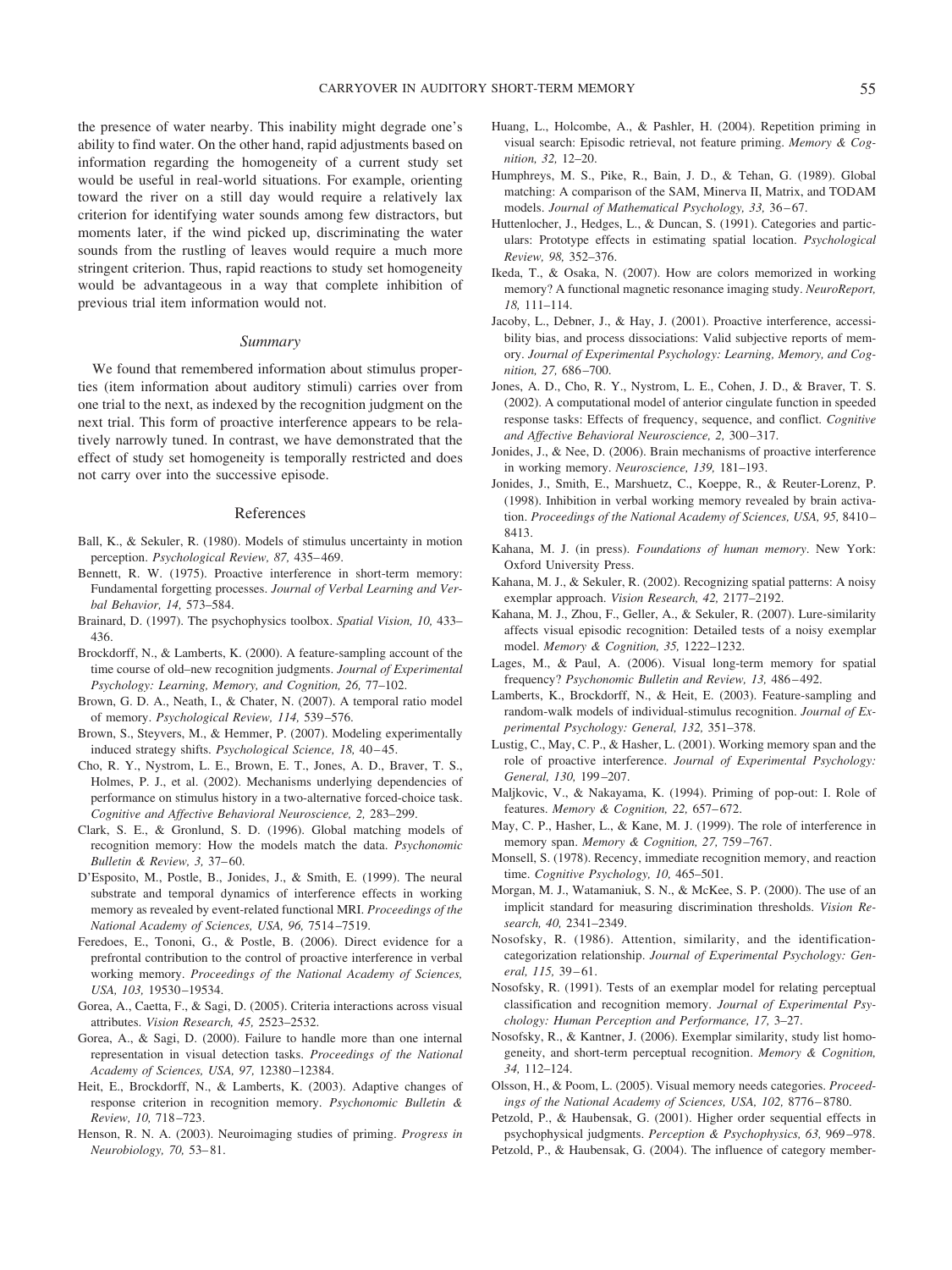the presence of water nearby. This inability might degrade one's ability to find water. On the other hand, rapid adjustments based on information regarding the homogeneity of a current study set would be useful in real-world situations. For example, orienting toward the river on a still day would require a relatively lax criterion for identifying water sounds among few distractors, but moments later, if the wind picked up, discriminating the water sounds from the rustling of leaves would require a much more stringent criterion. Thus, rapid reactions to study set homogeneity would be advantageous in a way that complete inhibition of previous trial item information would not.

### *Summary*

We found that remembered information about stimulus properties (item information about auditory stimuli) carries over from one trial to the next, as indexed by the recognition judgment on the next trial. This form of proactive interference appears to be relatively narrowly tuned. In contrast, we have demonstrated that the effect of study set homogeneity is temporally restricted and does not carry over into the successive episode.

## References

Ball, K., & Sekuler, R. (1980). Models of stimulus uncertainty in motion perception. *Psychological Review, 87,* 435–469.

Bennett, R. W. (1975). Proactive interference in short-term memory: Fundamental forgetting processes. *Journal of Verbal Learning and Verbal Behavior, 14,* 573–584.

Brainard, D. (1997). The psychophysics toolbox. *Spatial Vision, 10,* 433–436.

Brockdorff, N., & Lamberts, K. (2000). A feature-sampling account of the time course of old–new recognition judgments. *Journal of Experimental Psychology: Learning, Memory, and Cognition, 26,* 77–102.

Brown, G. D. A., Neath, I., & Chater, N. (2007). A temporal ratio model of memory. *Psychological Review, 114,* 539–576.

Brown, S., Steyvers, M., & Hemmer, P. (2007). Modeling experimentally induced strategy shifts. *Psychological Science, 18,* 40–45.

Cho, R. Y., Nystrom, L. E., Brown, E. T., Jones, A. D., Braver, T. S., Holmes, P. J., et al. (2002). Mechanisms underlying dependencies of performance on stimulus history in a two-alternative forced-choice task. *Cognitive and Affective Behavioral Neuroscience, 2,* 283–299.

Clark, S. E., & Gronlund, S. D. (1996). Global matching models of recognition memory: How the models match the data. *Psychonomic Bulletin & Review, 3,* 37–60.

D'Esposito, M., Postle, B., Jonides, J., & Smith, E. (1999). The neural substrate and temporal dynamics of interference effects in working memory as revealed by event-related functional MRI. *Proceedings of the National Academy of Sciences, USA, 96,* 7514–7519.

Feredoes, E., Tononi, G., & Postle, B. (2006). Direct evidence for a prefrontal contribution to the control of proactive interference in verbal working memory. *Proceedings of the National Academy of Sciences, USA, 103,* 19530–19534.

Gorea, A., Caetta, F., & Sagi, D. (2005). Criteria interactions across visual attributes. *Vision Research, 45,* 2523–2532.

Gorea, A., & Sagi, D. (2000). Failure to handle more than one internal representation in visual detection tasks. *Proceedings of the National Academy of Sciences, USA, 97,* 12380–12384.

Heit, E., Brockdorff, N., & Lamberts, K. (2003). Adaptive changes of response criterion in recognition memory. *Psychonomic Bulletin & Review, 10,* 718–723.

Henson, R. N. A. (2003). Neuroimaging studies of priming. *Progress in Neurobiology, 70,* 53–81.

Huang, L., Holcombe, A., & Pashler, H. (2004). Repetition priming in visual search: Episodic retrieval, not feature priming. *Memory & Cognition, 32,* 12–20.

Humphreys, M. S., Pike, R., Bain, J. D., & Tehan, G. (1989). Global matching: A comparison of the SAM, Minerva II, Matrix, and TODAM models. *Journal of Mathematical Psychology, 33,* 36–67.

Huttenlocher, J., Hedges, L., & Duncan, S. (1991). Categories and particulars: Prototype effects in estimating spatial location. *Psychological Review, 98,* 352–376.

Ikeda, T., & Osaka, N. (2007). How are colors memorized in working memory? A functional magnetic resonance imaging study. *NeuroReport, 18,* 111–114.

Jacoby, L., Debner, J., & Hay, J. (2001). Proactive interference, accessibility bias, and process dissociations: Valid subjective reports of memory. *Journal of Experimental Psychology: Learning, Memory, and Cognition, 27,* 686–700.

Jones, A. D., Cho, R. Y., Nystrom, L. E., Cohen, J. D., & Braver, T. S. (2002). A computational model of anterior cingulate function in speeded response tasks: Effects of frequency, sequence, and conflict. *Cognitive and Affective Behavioral Neuroscience, 2,* 300–317.

Jonides, J., & Nee, D. (2006). Brain mechanisms of proactive interference in working memory. *Neuroscience, 139,* 181–193.

Jonides, J., Smith, E., Marshuetz, C., Koeppe, R., & Reuter-Lorenz, P. (1998). Inhibition in verbal working memory revealed by brain activation. *Proceedings of the National Academy of Sciences, USA, 95,* 8410–8413.

Kahana, M. J. (in press). *Foundations of human memory*. New York: Oxford University Press.

Kahana, M. J., & Sekuler, R. (2002). Recognizing spatial patterns: A noisy exemplar approach. *Vision Research, 42,* 2177–2192.

Kahana, M. J., Zhou, F., Geller, A., & Sekuler, R. (2007). Lure-similarity affects visual episodic recognition: Detailed tests of a noisy exemplar model. *Memory & Cognition, 35,* 1222–1232.

Lages, M., & Paul, A. (2006). Visual long-term memory for spatial frequency? *Psychonomic Bulletin and Review, 13,* 486–492.

Lamberts, K., Brockdorff, N., & Heit, E. (2003). Feature-sampling and random-walk models of individual-stimulus recognition. *Journal of Experimental Psychology: General, 132,* 351–378.

Lustig, C., May, C. P., & Hasher, L. (2001). Working memory span and the role of proactive interference. *Journal of Experimental Psychology: General, 130,* 199–207.

Maljkovic, V., & Nakayama, K. (1994). Priming of pop-out: I. Role of features. *Memory & Cognition, 22,* 657–672.

May, C. P., Hasher, L., & Kane, M. J. (1999). The role of interference in memory span. *Memory & Cognition, 27,* 759–767.

Monsell, S. (1978). Recency, immediate recognition memory, and reaction time. *Cognitive Psychology, 10,* 465–501.

Morgan, M. J., Watamaniuk, S. N., & McKee, S. P. (2000). The use of an implicit standard for measuring discrimination thresholds. *Vision Research, 40,* 2341–2349.

Nosofsky, R. (1986). Attention, similarity, and the identification-categorization relationship. *Journal of Experimental Psychology: General, 115,* 39–61.

Nosofsky, R. (1991). Tests of an exemplar model for relating perceptual classification and recognition memory. *Journal of Experimental Psychology: Human Perception and Performance, 17,* 3–27.

Nosofsky, R., & Kantner, J. (2006). Exemplar similarity, study list homogeneity, and short-term perceptual recognition. *Memory & Cognition, 34,* 112–124.

Olsson, H., & Poom, L. (2005). Visual memory needs categories. *Proceedings of the National Academy of Sciences, USA, 102,* 8776–8780.

Petzold, P., & Haubensak, G. (2001). Higher order sequential effects in psychophysical judgments. *Perception & Psychophysics, 63,* 969–978.

Petzold, P., & Haubensak, G. (2004). The influence of category member-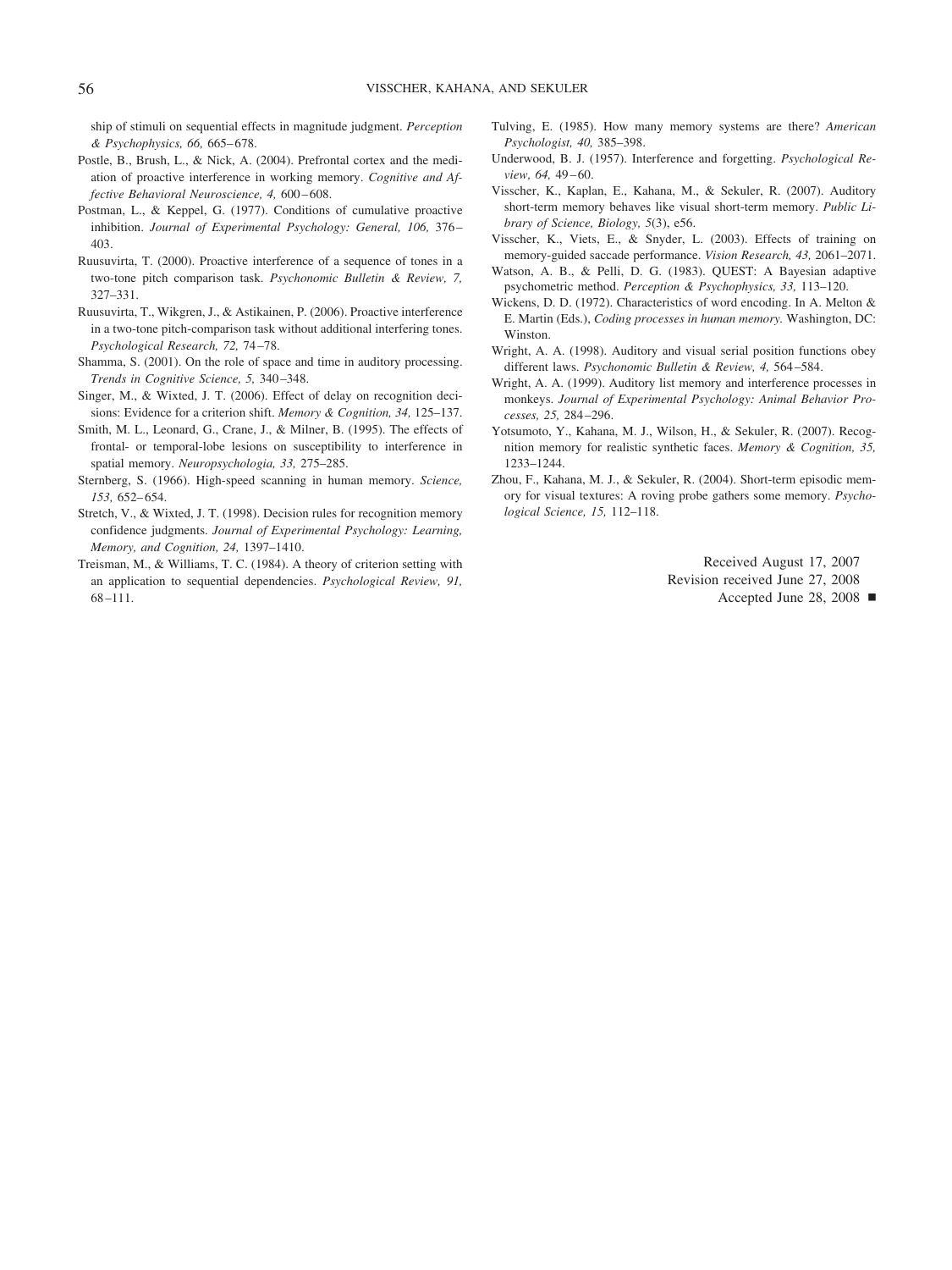ship of stimuli on sequential effects in magnitude judgment. *Perception & Psychophysics, 66,* 665–678.

Postle, B., Brush, L., & Nick, A. (2004). Prefrontal cortex and the mediation of proactive interference in working memory. *Cognitive and Affective Behavioral Neuroscience, 4,* 600–608.

Postman, L., & Keppel, G. (1977). Conditions of cumulative proactive inhibition. *Journal of Experimental Psychology: General, 106,* 376–403.

Ruusuvirta, T. (2000). Proactive interference of a sequence of tones in a two-tone pitch comparison task. *Psychonomic Bulletin & Review, 7,* 327–331.

Ruusuvirta, T., Wikgren, J., & Astikainen, P. (2006). Proactive interference in a two-tone pitch-comparison task without additional interfering tones. *Psychological Research, 72,* 74–78.

Shamma, S. (2001). On the role of space and time in auditory processing. *Trends in Cognitive Science, 5,* 340–348.

Singer, M., & Wixted, J. T. (2006). Effect of delay on recognition decisions: Evidence for a criterion shift. *Memory & Cognition, 34,* 125–137.

Smith, M. L., Leonard, G., Crane, J., & Milner, B. (1995). The effects of frontal- or temporal-lobe lesions on susceptibility to interference in spatial memory. *Neuropsychologia, 33,* 275–285.

Sternberg, S. (1966). High-speed scanning in human memory. *Science, 153,* 652–654.

Stretch, V., & Wixted, J. T. (1998). Decision rules for recognition memory confidence judgments. *Journal of Experimental Psychology: Learning, Memory, and Cognition, 24,* 1397–1410.

Treisman, M., & Williams, T. C. (1984). A theory of criterion setting with an application to sequential dependencies. *Psychological Review, 91,* 68–111.

Tulving, E. (1985). How many memory systems are there? *American Psychologist, 40,* 385–398.

Underwood, B. J. (1957). Interference and forgetting. *Psychological Review, 64,* 49–60.

Visscher, K., Kaplan, E., Kahana, M., & Sekuler, R. (2007). Auditory short-term memory behaves like visual short-term memory. *Public Library of Science, Biology, 5*(3), e56.

Visscher, K., Viets, E., & Snyder, L. (2003). Effects of training on memory-guided saccade performance. *Vision Research, 43,* 2061–2071.

Watson, A. B., & Pelli, D. G. (1983). QUEST: A Bayesian adaptive psychometric method. *Perception & Psychophysics, 33,* 113–120.

Wickens, D. D. (1972). Characteristics of word encoding. In A. Melton & E. Martin (Eds.), *Coding processes in human memory.* Washington, DC: Winston.

Wright, A. A. (1998). Auditory and visual serial position functions obey different laws. *Psychonomic Bulletin & Review, 4,* 564–584.

Wright, A. A. (1999). Auditory list memory and interference processes in monkeys. *Journal of Experimental Psychology: Animal Behavior Processes, 25,* 284–296.

Yotsumoto, Y., Kahana, M. J., Wilson, H., & Sekuler, R. (2007). Recognition memory for realistic synthetic faces. *Memory & Cognition, 35,* 1233–1244.

Zhou, F., Kahana, M. J., & Sekuler, R. (2004). Short-term episodic memory for visual textures: A roving probe gathers some memory. *Psychological Science, 15,* 112–118.

Received August 17, 2007
Revision received June 27, 2008
Accepted June 28, 2008 ■